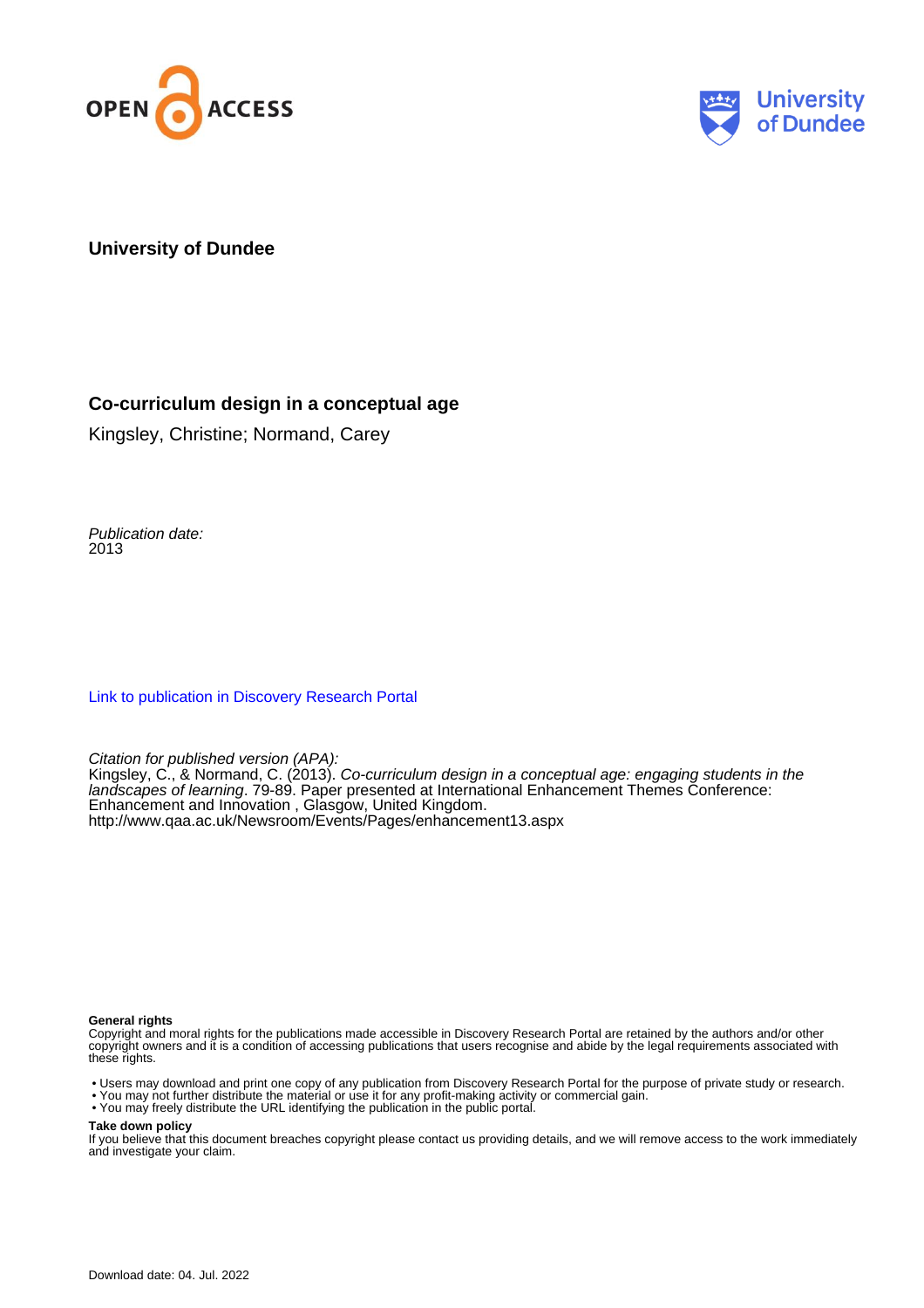University of Dundee

# Co-curriculum design in a conceptual age

Kingsley, Christine; Normand, Carey

*Publication date:*
2013

[Link to publication in Discovery Research Portal](#)

*Citation for published version (APA):*
Kingsley, C., & Normand, C. (2013). *Co-curriculum design in a conceptual age: engaging students in the landscapes of learning*. 79-89. Paper presented at International Enhancement Themes Conference: Enhancement and Innovation , Glasgow, United Kingdom.
http://www.qaa.ac.uk/Newsroom/Events/Pages/enhancement13.aspx

**General rights**
Copyright and moral rights for the publications made accessible in Discovery Research Portal are retained by the authors and/or other copyright owners and it is a condition of accessing publications that users recognise and abide by the legal requirements associated with these rights.

- Users may download and print one copy of any publication from Discovery Research Portal for the purpose of private study or research.
- You may not further distribute the material or use it for any profit-making activity or commercial gain.
- You may freely distribute the URL identifying the publication in the public portal.

**Take down policy**
If you believe that this document breaches copyright please contact us providing details, and we will remove access to the work immediately and investigate your claim.

Download date: 04. Jul. 2022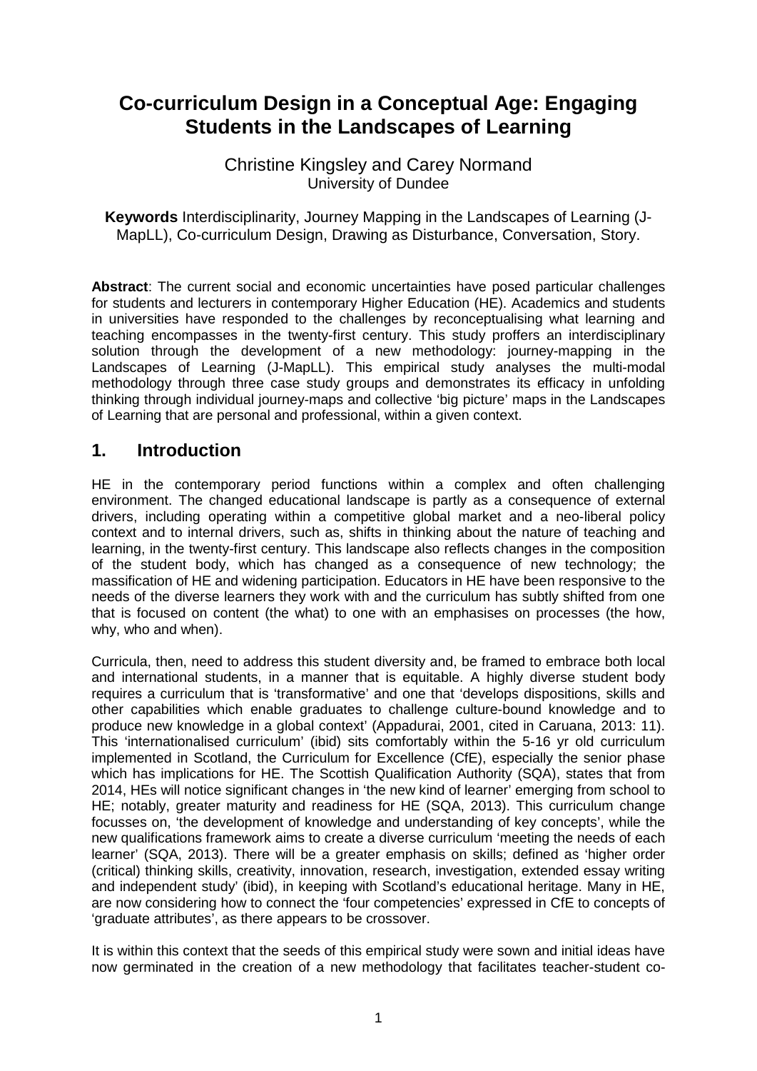# Co-curriculum Design in a Conceptual Age: Engaging Students in the Landscapes of Learning

Christine Kingsley and Carey Normand
University of Dundee

**Keywords** Interdisciplinarity, Journey Mapping in the Landscapes of Learning (J-MapLL), Co-curriculum Design, Drawing as Disturbance, Conversation, Story.

**Abstract**: The current social and economic uncertainties have posed particular challenges for students and lecturers in contemporary Higher Education (HE). Academics and students in universities have responded to the challenges by reconceptualising what learning and teaching encompasses in the twenty-first century. This study proffers an interdisciplinary solution through the development of a new methodology: journey-mapping in the Landscapes of Learning (J-MapLL). This empirical study analyses the multi-modal methodology through three case study groups and demonstrates its efficacy in unfolding thinking through individual journey-maps and collective 'big picture' maps in the Landscapes of Learning that are personal and professional, within a given context.

## 1. Introduction

HE in the contemporary period functions within a complex and often challenging environment. The changed educational landscape is partly as a consequence of external drivers, including operating within a competitive global market and a neo-liberal policy context and to internal drivers, such as, shifts in thinking about the nature of teaching and learning, in the twenty-first century. This landscape also reflects changes in the composition of the student body, which has changed as a consequence of new technology; the massification of HE and widening participation. Educators in HE have been responsive to the needs of the diverse learners they work with and the curriculum has subtly shifted from one that is focused on content (the what) to one with an emphasises on processes (the how, why, who and when).

Curricula, then, need to address this student diversity and, be framed to embrace both local and international students, in a manner that is equitable. A highly diverse student body requires a curriculum that is 'transformative' and one that 'develops dispositions, skills and other capabilities which enable graduates to challenge culture-bound knowledge and to produce new knowledge in a global context' (Appadurai, 2001, cited in Caruana, 2013: 11). This 'internationalised curriculum' (ibid) sits comfortably within the 5-16 yr old curriculum implemented in Scotland, the Curriculum for Excellence (CfE), especially the senior phase which has implications for HE. The Scottish Qualification Authority (SQA), states that from 2014, HEs will notice significant changes in 'the new kind of learner' emerging from school to HE; notably, greater maturity and readiness for HE (SQA, 2013). This curriculum change focusses on, 'the development of knowledge and understanding of key concepts', while the new qualifications framework aims to create a diverse curriculum 'meeting the needs of each learner' (SQA, 2013). There will be a greater emphasis on skills; defined as 'higher order (critical) thinking skills, creativity, innovation, research, investigation, extended essay writing and independent study' (ibid), in keeping with Scotland's educational heritage. Many in HE, are now considering how to connect the 'four competencies' expressed in CfE to concepts of 'graduate attributes', as there appears to be crossover.

It is within this context that the seeds of this empirical study were sown and initial ideas have now germinated in the creation of a new methodology that facilitates teacher-student co-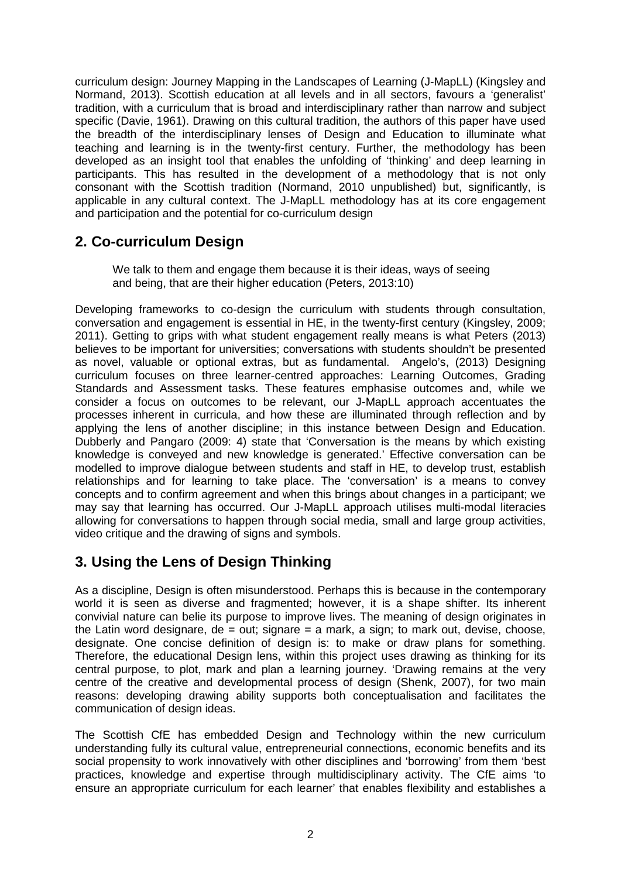curriculum design: Journey Mapping in the Landscapes of Learning (J-MapLL) (Kingsley and Normand, 2013). Scottish education at all levels and in all sectors, favours a 'generalist' tradition, with a curriculum that is broad and interdisciplinary rather than narrow and subject specific (Davie, 1961). Drawing on this cultural tradition, the authors of this paper have used the breadth of the interdisciplinary lenses of Design and Education to illuminate what teaching and learning is in the twenty-first century. Further, the methodology has been developed as an insight tool that enables the unfolding of 'thinking' and deep learning in participants. This has resulted in the development of a methodology that is not only consonant with the Scottish tradition (Normand, 2010 unpublished) but, significantly, is applicable in any cultural context. The J-MapLL methodology has at its core engagement and participation and the potential for co-curriculum design

## 2. Co-curriculum Design

> We talk to them and engage them because it is their ideas, ways of seeing and being, that are their higher education (Peters, 2013:10)

Developing frameworks to co-design the curriculum with students through consultation, conversation and engagement is essential in HE, in the twenty-first century (Kingsley, 2009; 2011). Getting to grips with what student engagement really means is what Peters (2013) believes to be important for universities; conversations with students shouldn't be presented as novel, valuable or optional extras, but as fundamental. Angelo's, (2013) Designing curriculum focuses on three learner-centred approaches: Learning Outcomes, Grading Standards and Assessment tasks. These features emphasise outcomes and, while we consider a focus on outcomes to be relevant, our J-MapLL approach accentuates the processes inherent in curricula, and how these are illuminated through reflection and by applying the lens of another discipline; in this instance between Design and Education. Dubberly and Pangaro (2009: 4) state that 'Conversation is the means by which existing knowledge is conveyed and new knowledge is generated.' Effective conversation can be modelled to improve dialogue between students and staff in HE, to develop trust, establish relationships and for learning to take place. The 'conversation' is a means to convey concepts and to confirm agreement and when this brings about changes in a participant; we may say that learning has occurred. Our J-MapLL approach utilises multi-modal literacies allowing for conversations to happen through social media, small and large group activities, video critique and the drawing of signs and symbols.

## 3. Using the Lens of Design Thinking

As a discipline, Design is often misunderstood. Perhaps this is because in the contemporary world it is seen as diverse and fragmented; however, it is a shape shifter. Its inherent convivial nature can belie its purpose to improve lives. The meaning of design originates in the Latin word designare, de = out; signare = a mark, a sign; to mark out, devise, choose, designate. One concise definition of design is: to make or draw plans for something. Therefore, the educational Design lens, within this project uses drawing as thinking for its central purpose, to plot, mark and plan a learning journey. 'Drawing remains at the very centre of the creative and developmental process of design (Shenk, 2007), for two main reasons: developing drawing ability supports both conceptualisation and facilitates the communication of design ideas.

The Scottish CfE has embedded Design and Technology within the new curriculum understanding fully its cultural value, entrepreneurial connections, economic benefits and its social propensity to work innovatively with other disciplines and 'borrowing' from them 'best practices, knowledge and expertise through multidisciplinary activity. The CfE aims 'to ensure an appropriate curriculum for each learner' that enables flexibility and establishes a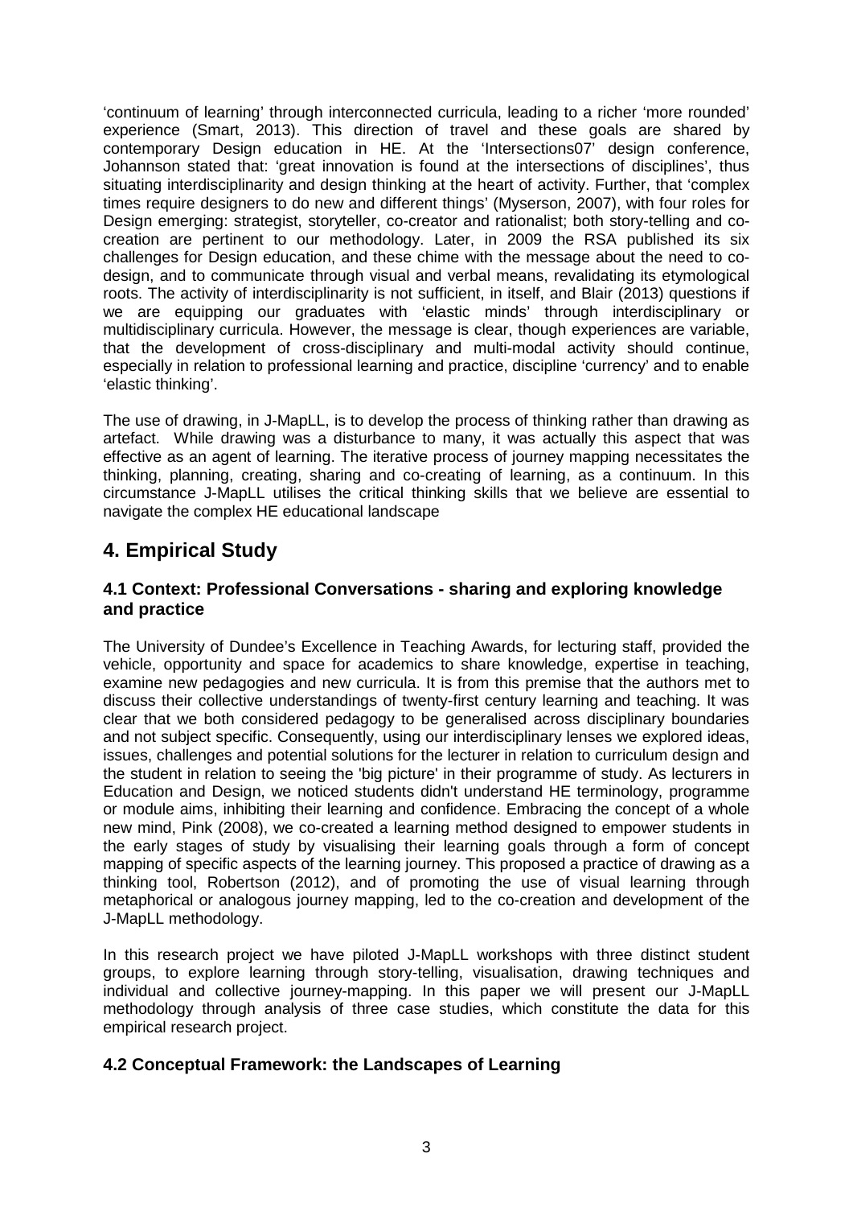'continuum of learning' through interconnected curricula, leading to a richer 'more rounded' experience (Smart, 2013). This direction of travel and these goals are shared by contemporary Design education in HE. At the 'Intersections07' design conference, Johannson stated that: 'great innovation is found at the intersections of disciplines', thus situating interdisciplinarity and design thinking at the heart of activity. Further, that 'complex times require designers to do new and different things' (Myserson, 2007), with four roles for Design emerging: strategist, storyteller, co-creator and rationalist; both story-telling and co-creation are pertinent to our methodology. Later, in 2009 the RSA published its six challenges for Design education, and these chime with the message about the need to co-design, and to communicate through visual and verbal means, revalidating its etymological roots. The activity of interdisciplinarity is not sufficient, in itself, and Blair (2013) questions if we are equipping our graduates with 'elastic minds' through interdisciplinary or multidisciplinary curricula. However, the message is clear, though experiences are variable, that the development of cross-disciplinary and multi-modal activity should continue, especially in relation to professional learning and practice, discipline 'currency' and to enable 'elastic thinking'.

The use of drawing, in J-MapLL, is to develop the process of thinking rather than drawing as artefact. While drawing was a disturbance to many, it was actually this aspect that was effective as an agent of learning. The iterative process of journey mapping necessitates the thinking, planning, creating, sharing and co-creating of learning, as a continuum. In this circumstance J-MapLL utilises the critical thinking skills that we believe are essential to navigate the complex HE educational landscape

## 4. Empirical Study

### 4.1 Context: Professional Conversations - sharing and exploring knowledge and practice

The University of Dundee's Excellence in Teaching Awards, for lecturing staff, provided the vehicle, opportunity and space for academics to share knowledge, expertise in teaching, examine new pedagogies and new curricula. It is from this premise that the authors met to discuss their collective understandings of twenty-first century learning and teaching. It was clear that we both considered pedagogy to be generalised across disciplinary boundaries and not subject specific. Consequently, using our interdisciplinary lenses we explored ideas, issues, challenges and potential solutions for the lecturer in relation to curriculum design and the student in relation to seeing the 'big picture' in their programme of study. As lecturers in Education and Design, we noticed students didn't understand HE terminology, programme or module aims, inhibiting their learning and confidence. Embracing the concept of a whole new mind, Pink (2008), we co-created a learning method designed to empower students in the early stages of study by visualising their learning goals through a form of concept mapping of specific aspects of the learning journey. This proposed a practice of drawing as a thinking tool, Robertson (2012), and of promoting the use of visual learning through metaphorical or analogous journey mapping, led to the co-creation and development of the J-MapLL methodology.

In this research project we have piloted J-MapLL workshops with three distinct student groups, to explore learning through story-telling, visualisation, drawing techniques and individual and collective journey-mapping. In this paper we will present our J-MapLL methodology through analysis of three case studies, which constitute the data for this empirical research project.

### 4.2 Conceptual Framework: the Landscapes of Learning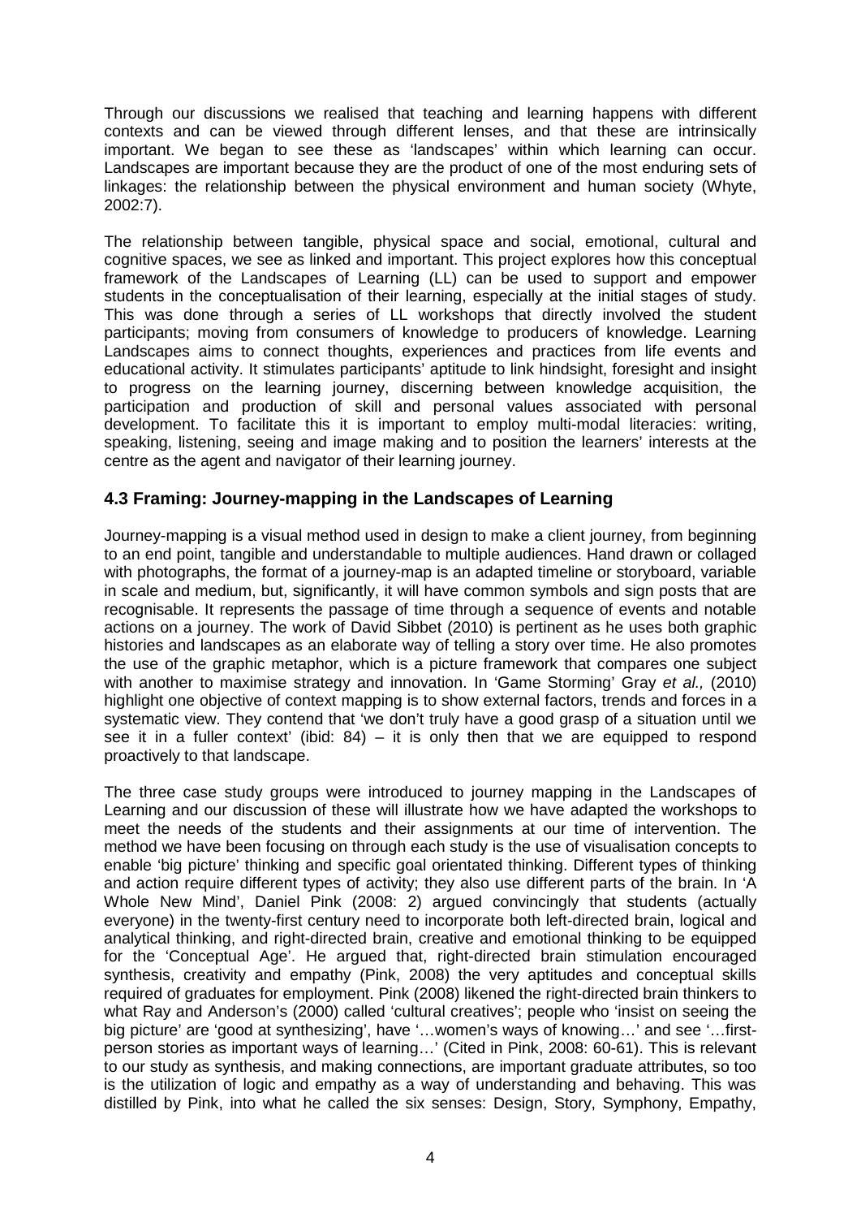Through our discussions we realised that teaching and learning happens with different contexts and can be viewed through different lenses, and that these are intrinsically important. We began to see these as 'landscapes' within which learning can occur. Landscapes are important because they are the product of one of the most enduring sets of linkages: the relationship between the physical environment and human society (Whyte, 2002:7).

The relationship between tangible, physical space and social, emotional, cultural and cognitive spaces, we see as linked and important. This project explores how this conceptual framework of the Landscapes of Learning (LL) can be used to support and empower students in the conceptualisation of their learning, especially at the initial stages of study. This was done through a series of LL workshops that directly involved the student participants; moving from consumers of knowledge to producers of knowledge. Learning Landscapes aims to connect thoughts, experiences and practices from life events and educational activity. It stimulates participants' aptitude to link hindsight, foresight and insight to progress on the learning journey, discerning between knowledge acquisition, the participation and production of skill and personal values associated with personal development. To facilitate this it is important to employ multi-modal literacies: writing, speaking, listening, seeing and image making and to position the learners' interests at the centre as the agent and navigator of their learning journey.

### 4.3 Framing: Journey-mapping in the Landscapes of Learning

Journey-mapping is a visual method used in design to make a client journey, from beginning to an end point, tangible and understandable to multiple audiences. Hand drawn or collaged with photographs, the format of a journey-map is an adapted timeline or storyboard, variable in scale and medium, but, significantly, it will have common symbols and sign posts that are recognisable. It represents the passage of time through a sequence of events and notable actions on a journey. The work of David Sibbet (2010) is pertinent as he uses both graphic histories and landscapes as an elaborate way of telling a story over time. He also promotes the use of the graphic metaphor, which is a picture framework that compares one subject with another to maximise strategy and innovation. In 'Game Storming' Gray *et al.,* (2010) highlight one objective of context mapping is to show external factors, trends and forces in a systematic view. They contend that 'we don't truly have a good grasp of a situation until we see it in a fuller context' (ibid: 84) – it is only then that we are equipped to respond proactively to that landscape.

The three case study groups were introduced to journey mapping in the Landscapes of Learning and our discussion of these will illustrate how we have adapted the workshops to meet the needs of the students and their assignments at our time of intervention. The method we have been focusing on through each study is the use of visualisation concepts to enable 'big picture' thinking and specific goal orientated thinking. Different types of thinking and action require different types of activity; they also use different parts of the brain. In 'A Whole New Mind', Daniel Pink (2008: 2) argued convincingly that students (actually everyone) in the twenty-first century need to incorporate both left-directed brain, logical and analytical thinking, and right-directed brain, creative and emotional thinking to be equipped for the 'Conceptual Age'. He argued that, right-directed brain stimulation encouraged synthesis, creativity and empathy (Pink, 2008) the very aptitudes and conceptual skills required of graduates for employment. Pink (2008) likened the right-directed brain thinkers to what Ray and Anderson's (2000) called 'cultural creatives'; people who 'insist on seeing the big picture' are 'good at synthesizing', have '…women's ways of knowing…' and see '…first-person stories as important ways of learning…' (Cited in Pink, 2008: 60-61). This is relevant to our study as synthesis, and making connections, are important graduate attributes, so too is the utilization of logic and empathy as a way of understanding and behaving. This was distilled by Pink, into what he called the six senses: Design, Story, Symphony, Empathy,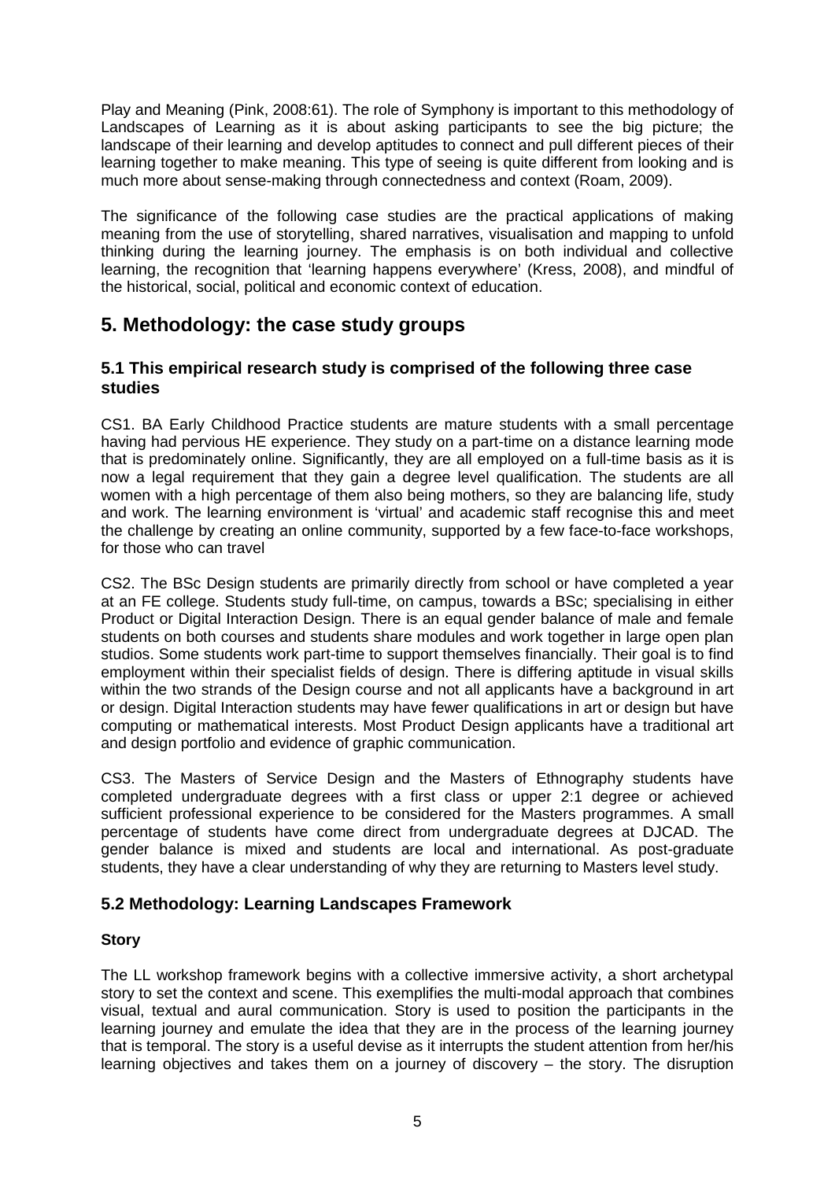Play and Meaning (Pink, 2008:61). The role of Symphony is important to this methodology of Landscapes of Learning as it is about asking participants to see the big picture; the landscape of their learning and develop aptitudes to connect and pull different pieces of their learning together to make meaning. This type of seeing is quite different from looking and is much more about sense-making through connectedness and context (Roam, 2009).

The significance of the following case studies are the practical applications of making meaning from the use of storytelling, shared narratives, visualisation and mapping to unfold thinking during the learning journey. The emphasis is on both individual and collective learning, the recognition that 'learning happens everywhere' (Kress, 2008), and mindful of the historical, social, political and economic context of education.

## 5. Methodology: the case study groups

### 5.1 This empirical research study is comprised of the following three case studies

CS1. BA Early Childhood Practice students are mature students with a small percentage having had pervious HE experience. They study on a part-time on a distance learning mode that is predominately online. Significantly, they are all employed on a full-time basis as it is now a legal requirement that they gain a degree level qualification. The students are all women with a high percentage of them also being mothers, so they are balancing life, study and work. The learning environment is 'virtual' and academic staff recognise this and meet the challenge by creating an online community, supported by a few face-to-face workshops, for those who can travel

CS2. The BSc Design students are primarily directly from school or have completed a year at an FE college. Students study full-time, on campus, towards a BSc; specialising in either Product or Digital Interaction Design. There is an equal gender balance of male and female students on both courses and students share modules and work together in large open plan studios. Some students work part-time to support themselves financially. Their goal is to find employment within their specialist fields of design. There is differing aptitude in visual skills within the two strands of the Design course and not all applicants have a background in art or design. Digital Interaction students may have fewer qualifications in art or design but have computing or mathematical interests. Most Product Design applicants have a traditional art and design portfolio and evidence of graphic communication.

CS3. The Masters of Service Design and the Masters of Ethnography students have completed undergraduate degrees with a first class or upper 2:1 degree or achieved sufficient professional experience to be considered for the Masters programmes. A small percentage of students have come direct from undergraduate degrees at DJCAD. The gender balance is mixed and students are local and international. As post-graduate students, they have a clear understanding of why they are returning to Masters level study.

### 5.2 Methodology: Learning Landscapes Framework

**Story**

The LL workshop framework begins with a collective immersive activity, a short archetypal story to set the context and scene. This exemplifies the multi-modal approach that combines visual, textual and aural communication. Story is used to position the participants in the learning journey and emulate the idea that they are in the process of the learning journey that is temporal. The story is a useful devise as it interrupts the student attention from her/his learning objectives and takes them on a journey of discovery – the story. The disruption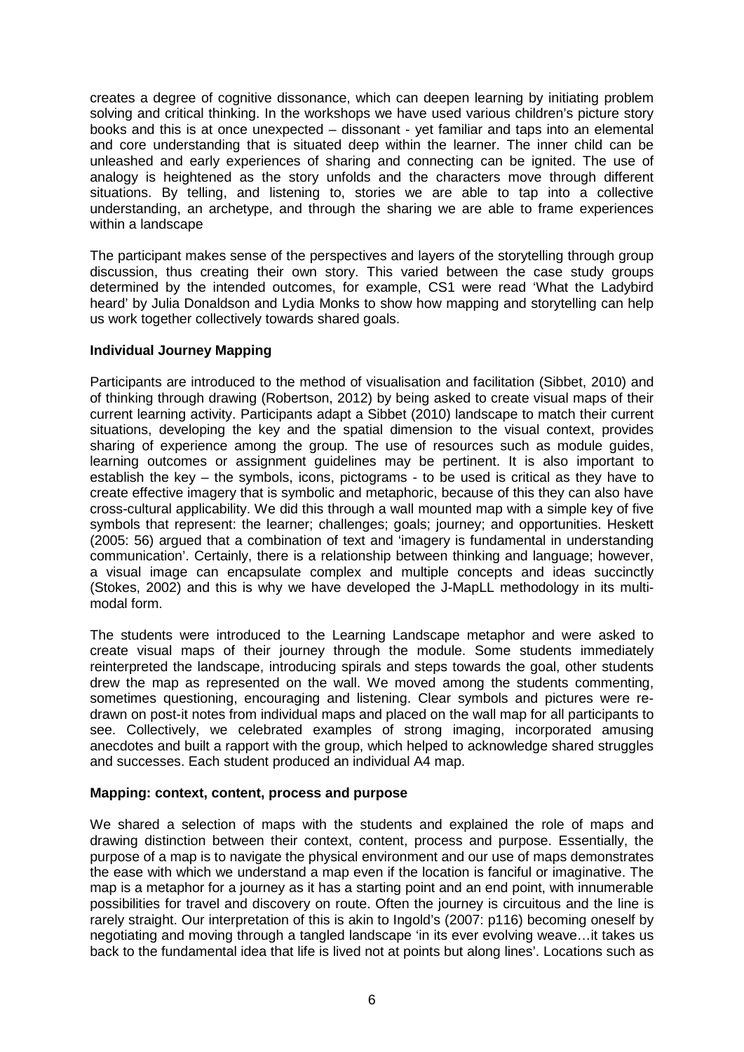creates a degree of cognitive dissonance, which can deepen learning by initiating problem solving and critical thinking. In the workshops we have used various children's picture story books and this is at once unexpected – dissonant - yet familiar and taps into an elemental and core understanding that is situated deep within the learner. The inner child can be unleashed and early experiences of sharing and connecting can be ignited. The use of analogy is heightened as the story unfolds and the characters move through different situations. By telling, and listening to, stories we are able to tap into a collective understanding, an archetype, and through the sharing we are able to frame experiences within a landscape

The participant makes sense of the perspectives and layers of the storytelling through group discussion, thus creating their own story. This varied between the case study groups determined by the intended outcomes, for example, CS1 were read 'What the Ladybird heard' by Julia Donaldson and Lydia Monks to show how mapping and storytelling can help us work together collectively towards shared goals.

**Individual Journey Mapping**

Participants are introduced to the method of visualisation and facilitation (Sibbet, 2010) and of thinking through drawing (Robertson, 2012) by being asked to create visual maps of their current learning activity. Participants adapt a Sibbet (2010) landscape to match their current situations, developing the key and the spatial dimension to the visual context, provides sharing of experience among the group. The use of resources such as module guides, learning outcomes or assignment guidelines may be pertinent. It is also important to establish the key – the symbols, icons, pictograms - to be used is critical as they have to create effective imagery that is symbolic and metaphoric, because of this they can also have cross-cultural applicability. We did this through a wall mounted map with a simple key of five symbols that represent: the learner; challenges; goals; journey; and opportunities. Heskett (2005: 56) argued that a combination of text and 'imagery is fundamental in understanding communication'. Certainly, there is a relationship between thinking and language; however, a visual image can encapsulate complex and multiple concepts and ideas succinctly (Stokes, 2002) and this is why we have developed the J-MapLL methodology in its multi-modal form.

The students were introduced to the Learning Landscape metaphor and were asked to create visual maps of their journey through the module. Some students immediately reinterpreted the landscape, introducing spirals and steps towards the goal, other students drew the map as represented on the wall. We moved among the students commenting, sometimes questioning, encouraging and listening. Clear symbols and pictures were re-drawn on post-it notes from individual maps and placed on the wall map for all participants to see. Collectively, we celebrated examples of strong imaging, incorporated amusing anecdotes and built a rapport with the group, which helped to acknowledge shared struggles and successes. Each student produced an individual A4 map.

**Mapping: context, content, process and purpose**

We shared a selection of maps with the students and explained the role of maps and drawing distinction between their context, content, process and purpose. Essentially, the purpose of a map is to navigate the physical environment and our use of maps demonstrates the ease with which we understand a map even if the location is fanciful or imaginative. The map is a metaphor for a journey as it has a starting point and an end point, with innumerable possibilities for travel and discovery on route. Often the journey is circuitous and the line is rarely straight. Our interpretation of this is akin to Ingold's (2007: p116) becoming oneself by negotiating and moving through a tangled landscape 'in its ever evolving weave…it takes us back to the fundamental idea that life is lived not at points but along lines'. Locations such as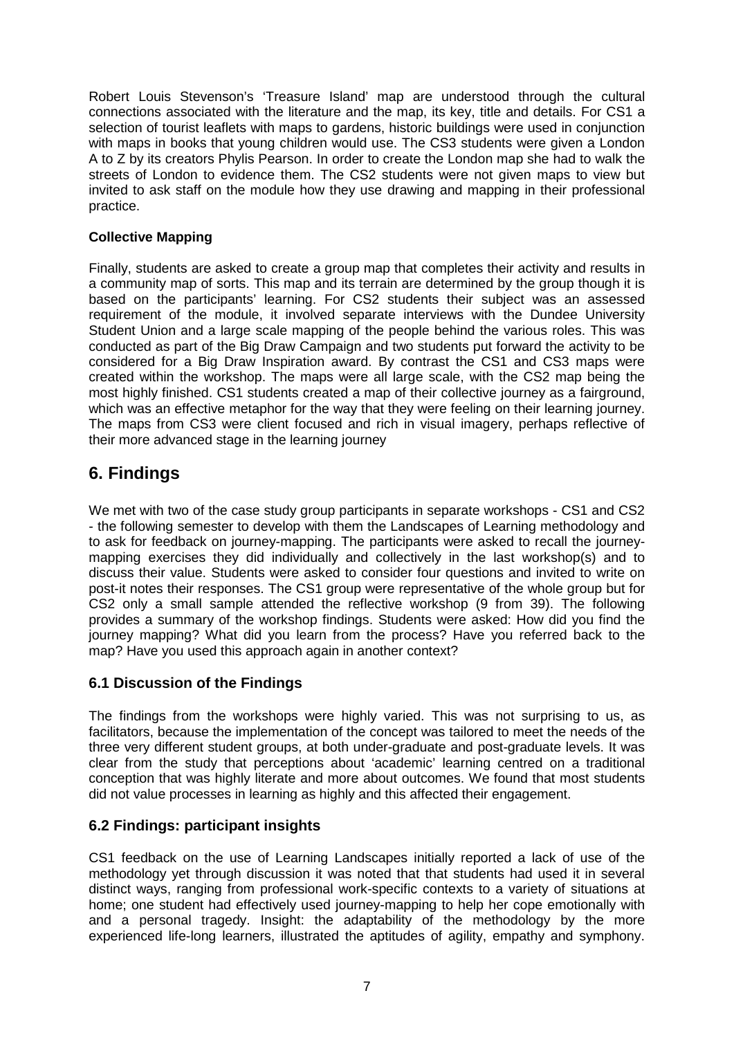Robert Louis Stevenson's 'Treasure Island' map are understood through the cultural connections associated with the literature and the map, its key, title and details. For CS1 a selection of tourist leaflets with maps to gardens, historic buildings were used in conjunction with maps in books that young children would use. The CS3 students were given a London A to Z by its creators Phylis Pearson. In order to create the London map she had to walk the streets of London to evidence them. The CS2 students were not given maps to view but invited to ask staff on the module how they use drawing and mapping in their professional practice.

**Collective Mapping**

Finally, students are asked to create a group map that completes their activity and results in a community map of sorts. This map and its terrain are determined by the group though it is based on the participants' learning. For CS2 students their subject was an assessed requirement of the module, it involved separate interviews with the Dundee University Student Union and a large scale mapping of the people behind the various roles. This was conducted as part of the Big Draw Campaign and two students put forward the activity to be considered for a Big Draw Inspiration award. By contrast the CS1 and CS3 maps were created within the workshop. The maps were all large scale, with the CS2 map being the most highly finished. CS1 students created a map of their collective journey as a fairground, which was an effective metaphor for the way that they were feeling on their learning journey. The maps from CS3 were client focused and rich in visual imagery, perhaps reflective of their more advanced stage in the learning journey

## 6. Findings

We met with two of the case study group participants in separate workshops - CS1 and CS2 - the following semester to develop with them the Landscapes of Learning methodology and to ask for feedback on journey-mapping. The participants were asked to recall the journey-mapping exercises they did individually and collectively in the last workshop(s) and to discuss their value. Students were asked to consider four questions and invited to write on post-it notes their responses. The CS1 group were representative of the whole group but for CS2 only a small sample attended the reflective workshop (9 from 39). The following provides a summary of the workshop findings. Students were asked: How did you find the journey mapping? What did you learn from the process? Have you referred back to the map? Have you used this approach again in another context?

### 6.1 Discussion of the Findings

The findings from the workshops were highly varied. This was not surprising to us, as facilitators, because the implementation of the concept was tailored to meet the needs of the three very different student groups, at both under-graduate and post-graduate levels. It was clear from the study that perceptions about 'academic' learning centred on a traditional conception that was highly literate and more about outcomes. We found that most students did not value processes in learning as highly and this affected their engagement.

### 6.2 Findings: participant insights

CS1 feedback on the use of Learning Landscapes initially reported a lack of use of the methodology yet through discussion it was noted that that students had used it in several distinct ways, ranging from professional work-specific contexts to a variety of situations at home; one student had effectively used journey-mapping to help her cope emotionally with and a personal tragedy. Insight: the adaptability of the methodology by the more experienced life-long learners, illustrated the aptitudes of agility, empathy and symphony.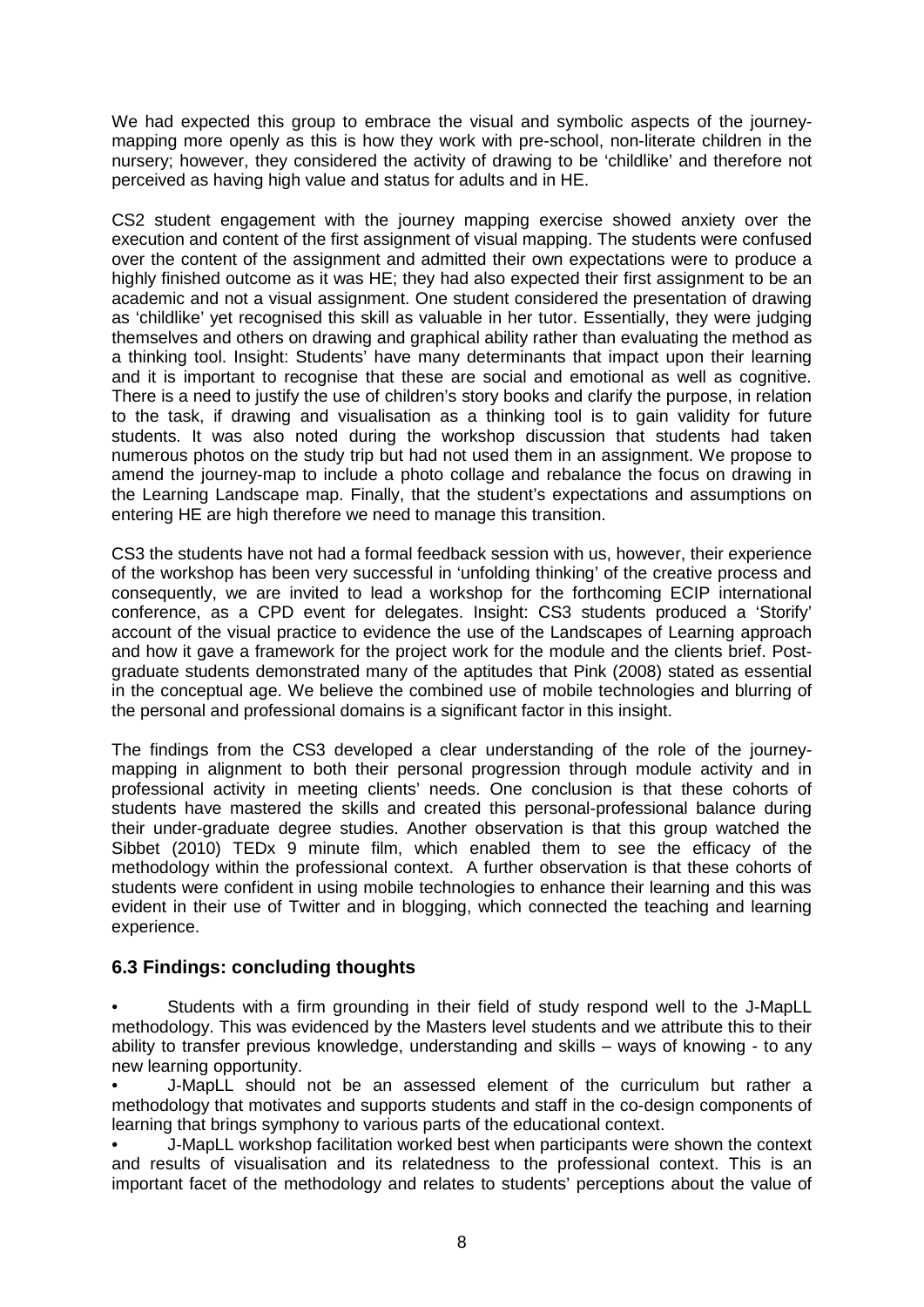We had expected this group to embrace the visual and symbolic aspects of the journey-mapping more openly as this is how they work with pre-school, non-literate children in the nursery; however, they considered the activity of drawing to be 'childlike' and therefore not perceived as having high value and status for adults and in HE.

CS2 student engagement with the journey mapping exercise showed anxiety over the execution and content of the first assignment of visual mapping. The students were confused over the content of the assignment and admitted their own expectations were to produce a highly finished outcome as it was HE; they had also expected their first assignment to be an academic and not a visual assignment. One student considered the presentation of drawing as 'childlike' yet recognised this skill as valuable in her tutor. Essentially, they were judging themselves and others on drawing and graphical ability rather than evaluating the method as a thinking tool. Insight: Students' have many determinants that impact upon their learning and it is important to recognise that these are social and emotional as well as cognitive. There is a need to justify the use of children's story books and clarify the purpose, in relation to the task, if drawing and visualisation as a thinking tool is to gain validity for future students. It was also noted during the workshop discussion that students had taken numerous photos on the study trip but had not used them in an assignment. We propose to amend the journey-map to include a photo collage and rebalance the focus on drawing in the Learning Landscape map. Finally, that the student's expectations and assumptions on entering HE are high therefore we need to manage this transition.

CS3 the students have not had a formal feedback session with us, however, their experience of the workshop has been very successful in 'unfolding thinking' of the creative process and consequently, we are invited to lead a workshop for the forthcoming ECIP international conference, as a CPD event for delegates. Insight: CS3 students produced a 'Storify' account of the visual practice to evidence the use of the Landscapes of Learning approach and how it gave a framework for the project work for the module and the clients brief. Post-graduate students demonstrated many of the aptitudes that Pink (2008) stated as essential in the conceptual age. We believe the combined use of mobile technologies and blurring of the personal and professional domains is a significant factor in this insight.

The findings from the CS3 developed a clear understanding of the role of the journey-mapping in alignment to both their personal progression through module activity and in professional activity in meeting clients' needs. One conclusion is that these cohorts of students have mastered the skills and created this personal-professional balance during their under-graduate degree studies. Another observation is that this group watched the Sibbet (2010) TEDx 9 minute film, which enabled them to see the efficacy of the methodology within the professional context. A further observation is that these cohorts of students were confident in using mobile technologies to enhance their learning and this was evident in their use of Twitter and in blogging, which connected the teaching and learning experience.

### 6.3 Findings: concluding thoughts

- Students with a firm grounding in their field of study respond well to the J-MapLL methodology. This was evidenced by the Masters level students and we attribute this to their ability to transfer previous knowledge, understanding and skills – ways of knowing - to any new learning opportunity.
- J-MapLL should not be an assessed element of the curriculum but rather a methodology that motivates and supports students and staff in the co-design components of learning that brings symphony to various parts of the educational context.
- J-MapLL workshop facilitation worked best when participants were shown the context and results of visualisation and its relatedness to the professional context. This is an important facet of the methodology and relates to students' perceptions about the value of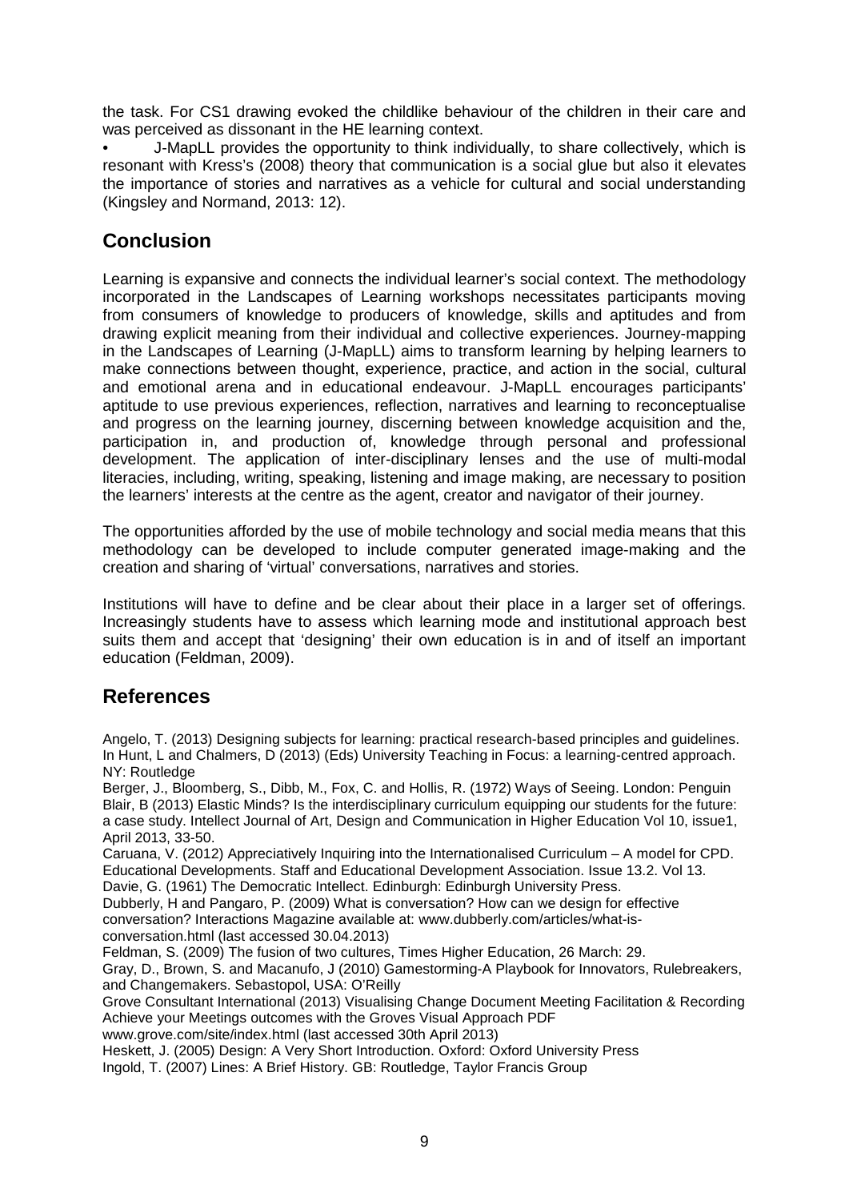the task. For CS1 drawing evoked the childlike behaviour of the children in their care and was perceived as dissonant in the HE learning context.

- J-MapLL provides the opportunity to think individually, to share collectively, which is resonant with Kress's (2008) theory that communication is a social glue but also it elevates the importance of stories and narratives as a vehicle for cultural and social understanding (Kingsley and Normand, 2013: 12).

## Conclusion

Learning is expansive and connects the individual learner's social context. The methodology incorporated in the Landscapes of Learning workshops necessitates participants moving from consumers of knowledge to producers of knowledge, skills and aptitudes and from drawing explicit meaning from their individual and collective experiences. Journey-mapping in the Landscapes of Learning (J-MapLL) aims to transform learning by helping learners to make connections between thought, experience, practice, and action in the social, cultural and emotional arena and in educational endeavour. J-MapLL encourages participants' aptitude to use previous experiences, reflection, narratives and learning to reconceptualise and progress on the learning journey, discerning between knowledge acquisition and the, participation in, and production of, knowledge through personal and professional development. The application of inter-disciplinary lenses and the use of multi-modal literacies, including, writing, speaking, listening and image making, are necessary to position the learners' interests at the centre as the agent, creator and navigator of their journey.

The opportunities afforded by the use of mobile technology and social media means that this methodology can be developed to include computer generated image-making and the creation and sharing of 'virtual' conversations, narratives and stories.

Institutions will have to define and be clear about their place in a larger set of offerings. Increasingly students have to assess which learning mode and institutional approach best suits them and accept that 'designing' their own education is in and of itself an important education (Feldman, 2009).

## References

Angelo, T. (2013) Designing subjects for learning: practical research-based principles and guidelines. In Hunt, L and Chalmers, D (2013) (Eds) University Teaching in Focus: a learning-centred approach. NY: Routledge

Berger, J., Bloomberg, S., Dibb, M., Fox, C. and Hollis, R. (1972) Ways of Seeing. London: Penguin

Blair, B (2013) Elastic Minds? Is the interdisciplinary curriculum equipping our students for the future: a case study. Intellect Journal of Art, Design and Communication in Higher Education Vol 10, issue1, April 2013, 33-50.

Caruana, V. (2012) Appreciatively Inquiring into the Internationalised Curriculum – A model for CPD. Educational Developments. Staff and Educational Development Association. Issue 13.2. Vol 13.

Davie, G. (1961) The Democratic Intellect. Edinburgh: Edinburgh University Press.

Dubberly, H and Pangaro, P. (2009) What is conversation? How can we design for effective conversation? Interactions Magazine available at: www.dubberly.com/articles/what-is-conversation.html (last accessed 30.04.2013)

Feldman, S. (2009) The fusion of two cultures, Times Higher Education, 26 March: 29.

Gray, D., Brown, S. and Macanufo, J (2010) Gamestorming-A Playbook for Innovators, Rulebreakers, and Changemakers. Sebastopol, USA: O'Reilly

Grove Consultant International (2013) Visualising Change Document Meeting Facilitation & Recording Achieve your Meetings outcomes with the Groves Visual Approach PDF www.grove.com/site/index.html (last accessed 30th April 2013)

Heskett, J. (2005) Design: A Very Short Introduction. Oxford: Oxford University Press

Ingold, T. (2007) Lines: A Brief History. GB: Routledge, Taylor Francis Group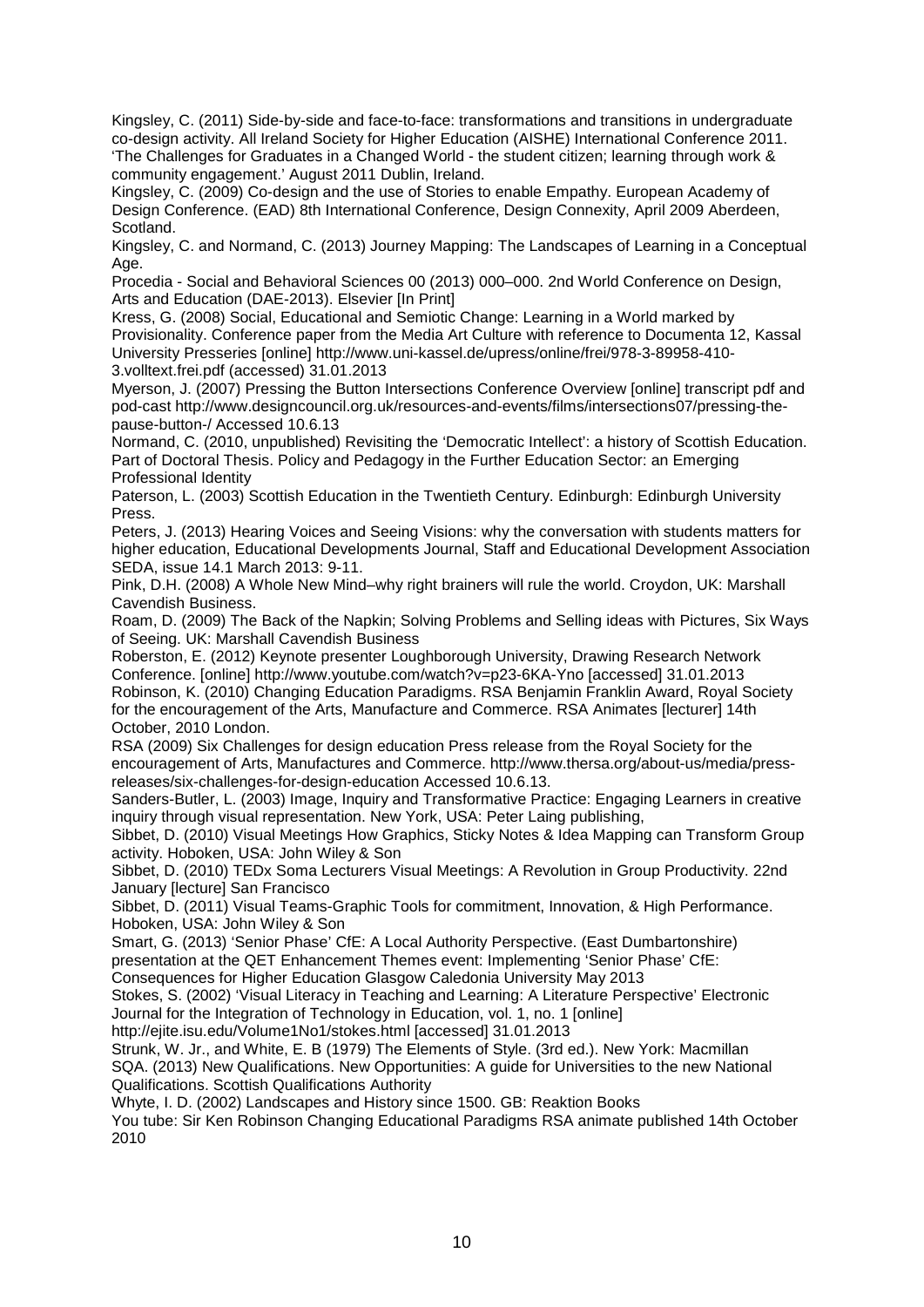Kingsley, C. (2011) Side-by-side and face-to-face: transformations and transitions in undergraduate co-design activity. All Ireland Society for Higher Education (AISHE) International Conference 2011. 'The Challenges for Graduates in a Changed World - the student citizen; learning through work & community engagement.' August 2011 Dublin, Ireland.

Kingsley, C. (2009) Co-design and the use of Stories to enable Empathy. European Academy of Design Conference. (EAD) 8th International Conference, Design Connexity, April 2009 Aberdeen, Scotland.

Kingsley, C. and Normand, C. (2013) Journey Mapping: The Landscapes of Learning in a Conceptual Age.
Procedia - Social and Behavioral Sciences 00 (2013) 000–000. 2nd World Conference on Design, Arts and Education (DAE-2013). Elsevier [In Print]

Kress, G. (2008) Social, Educational and Semiotic Change: Learning in a World marked by Provisionality. Conference paper from the Media Art Culture with reference to Documenta 12, Kassal University Presseries [online] http://www.uni-kassel.de/upress/online/frei/978-3-89958-410-3.volltext.frei.pdf (accessed) 31.01.2013

Myerson, J. (2007) Pressing the Button Intersections Conference Overview [online] transcript pdf and pod-cast http://www.designcouncil.org.uk/resources-and-events/films/intersections07/pressing-the-pause-button-/ Accessed 10.6.13

Normand, C. (2010, unpublished) Revisiting the 'Democratic Intellect': a history of Scottish Education. Part of Doctoral Thesis. Policy and Pedagogy in the Further Education Sector: an Emerging Professional Identity

Paterson, L. (2003) Scottish Education in the Twentieth Century. Edinburgh: Edinburgh University Press.

Peters, J. (2013) Hearing Voices and Seeing Visions: why the conversation with students matters for higher education, Educational Developments Journal, Staff and Educational Development Association SEDA, issue 14.1 March 2013: 9-11.

Pink, D.H. (2008) A Whole New Mind–why right brainers will rule the world. Croydon, UK: Marshall Cavendish Business.

Roam, D. (2009) The Back of the Napkin; Solving Problems and Selling ideas with Pictures, Six Ways of Seeing. UK: Marshall Cavendish Business

Roberston, E. (2012) Keynote presenter Loughborough University, Drawing Research Network Conference. [online] http://www.youtube.com/watch?v=p23-6KA-Yno [accessed] 31.01.2013

Robinson, K. (2010) Changing Education Paradigms. RSA Benjamin Franklin Award, Royal Society for the encouragement of the Arts, Manufacture and Commerce. RSA Animates [lecturer] 14th October, 2010 London.

RSA (2009) Six Challenges for design education Press release from the Royal Society for the encouragement of Arts, Manufactures and Commerce. http://www.thersa.org/about-us/media/press-releases/six-challenges-for-design-education Accessed 10.6.13.

Sanders-Butler, L. (2003) Image, Inquiry and Transformative Practice: Engaging Learners in creative inquiry through visual representation. New York, USA: Peter Laing publishing,

Sibbet, D. (2010) Visual Meetings How Graphics, Sticky Notes & Idea Mapping can Transform Group activity. Hoboken, USA: John Wiley & Son

Sibbet, D. (2010) TEDx Soma Lecturers Visual Meetings: A Revolution in Group Productivity. 22nd January [lecture] San Francisco

Sibbet, D. (2011) Visual Teams-Graphic Tools for commitment, Innovation, & High Performance. Hoboken, USA: John Wiley & Son

Smart, G. (2013) 'Senior Phase' CfE: A Local Authority Perspective. (East Dumbartonshire) presentation at the QET Enhancement Themes event: Implementing 'Senior Phase' CfE: Consequences for Higher Education Glasgow Caledonia University May 2013

Stokes, S. (2002) 'Visual Literacy in Teaching and Learning: A Literature Perspective' Electronic Journal for the Integration of Technology in Education, vol. 1, no. 1 [online] http://ejite.isu.edu/Volume1No1/stokes.html [accessed] 31.01.2013

Strunk, W. Jr., and White, E. B (1979) The Elements of Style. (3rd ed.). New York: Macmillan

SQA. (2013) New Qualifications. New Opportunities: A guide for Universities to the new National Qualifications. Scottish Qualifications Authority

Whyte, I. D. (2002) Landscapes and History since 1500. GB: Reaktion Books

You tube: Sir Ken Robinson Changing Educational Paradigms RSA animate published 14th October 2010